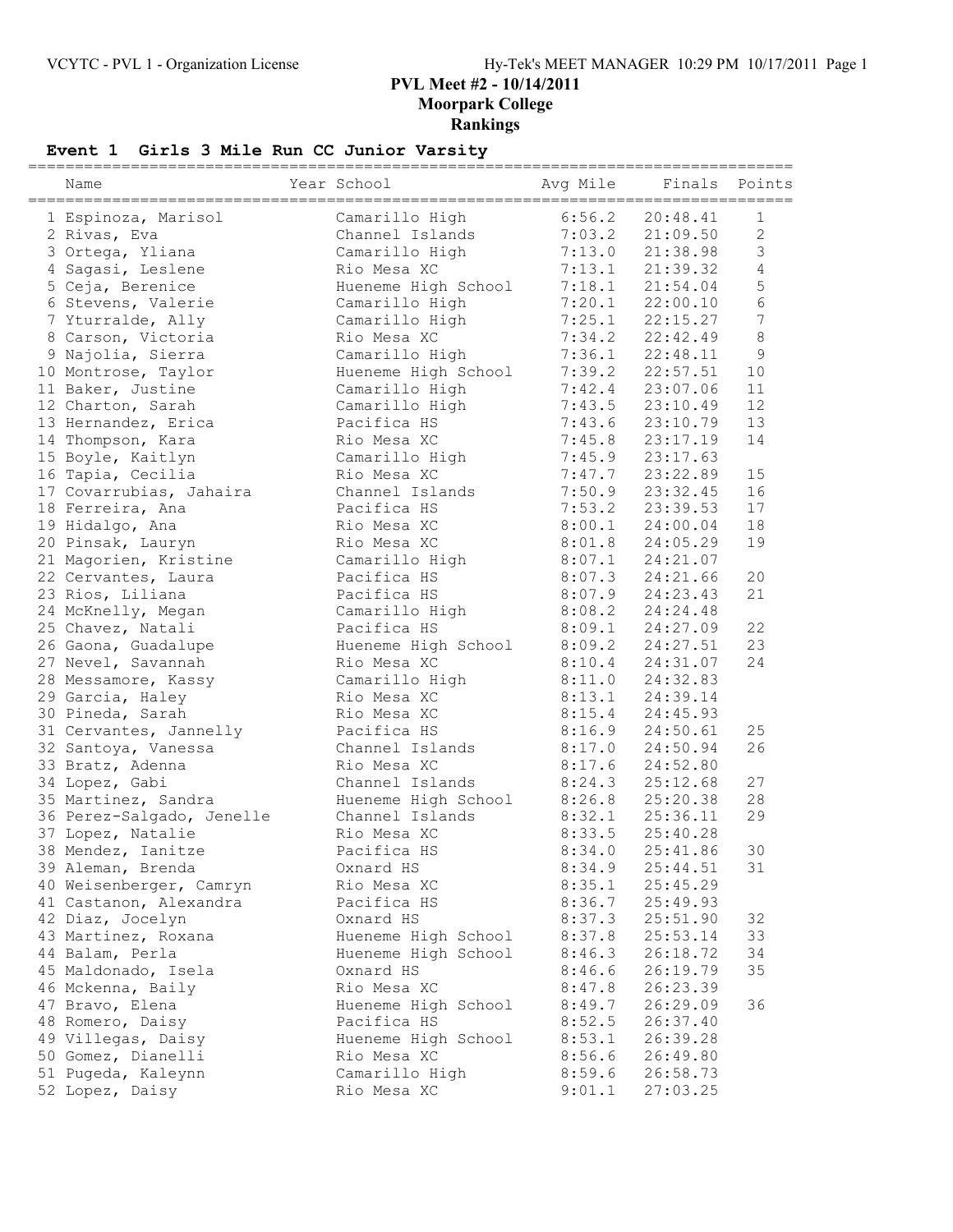# PVL Meet #2 - 10/14/2011

## Moorpark College

## Rankings

### Event 1 Girls 3 Mile Run CC Junior Varsity

| | Name | Year School | Avg Mile | Finals | Points |
|---|---|---|---|---|---|
| 1 | Espinoza, Marisol | Camarillo High | 6:56.2 | 20:48.41 | 1 |
| 2 | Rivas, Eva | Channel Islands | 7:03.2 | 21:09.50 | 2 |
| 3 | Ortega, Yliana | Camarillo High | 7:13.0 | 21:38.98 | 3 |
| 4 | Sagasi, Leslene | Rio Mesa XC | 7:13.1 | 21:39.32 | 4 |
| 5 | Ceja, Berenice | Hueneme High School | 7:18.1 | 21:54.04 | 5 |
| 6 | Stevens, Valerie | Camarillo High | 7:20.1 | 22:00.10 | 6 |
| 7 | Yturralde, Ally | Camarillo High | 7:25.1 | 22:15.27 | 7 |
| 8 | Carson, Victoria | Rio Mesa XC | 7:34.2 | 22:42.49 | 8 |
| 9 | Najolia, Sierra | Camarillo High | 7:36.1 | 22:48.11 | 9 |
| 10 | Montrose, Taylor | Hueneme High School | 7:39.2 | 22:57.51 | 10 |
| 11 | Baker, Justine | Camarillo High | 7:42.4 | 23:07.06 | 11 |
| 12 | Charton, Sarah | Camarillo High | 7:43.5 | 23:10.49 | 12 |
| 13 | Hernandez, Erica | Pacifica HS | 7:43.6 | 23:10.79 | 13 |
| 14 | Thompson, Kara | Rio Mesa XC | 7:45.8 | 23:17.19 | 14 |
| 15 | Boyle, Kaitlyn | Camarillo High | 7:45.9 | 23:17.63 | |
| 16 | Tapia, Cecilia | Rio Mesa XC | 7:47.7 | 23:22.89 | 15 |
| 17 | Covarrubias, Jahaira | Channel Islands | 7:50.9 | 23:32.45 | 16 |
| 18 | Ferreira, Ana | Pacifica HS | 7:53.2 | 23:39.53 | 17 |
| 19 | Hidalgo, Ana | Rio Mesa XC | 8:00.1 | 24:00.04 | 18 |
| 20 | Pinsak, Lauryn | Rio Mesa XC | 8:01.8 | 24:05.29 | 19 |
| 21 | Magorien, Kristine | Camarillo High | 8:07.1 | 24:21.07 | |
| 22 | Cervantes, Laura | Pacifica HS | 8:07.3 | 24:21.66 | 20 |
| 23 | Rios, Liliana | Pacifica HS | 8:07.9 | 24:23.43 | 21 |
| 24 | McKnelly, Megan | Camarillo High | 8:08.2 | 24:24.48 | |
| 25 | Chavez, Natali | Pacifica HS | 8:09.1 | 24:27.09 | 22 |
| 26 | Gaona, Guadalupe | Hueneme High School | 8:09.2 | 24:27.51 | 23 |
| 27 | Nevel, Savannah | Rio Mesa XC | 8:10.4 | 24:31.07 | 24 |
| 28 | Messamore, Kassy | Camarillo High | 8:11.0 | 24:32.83 | |
| 29 | Garcia, Haley | Rio Mesa XC | 8:13.1 | 24:39.14 | |
| 30 | Pineda, Sarah | Rio Mesa XC | 8:15.4 | 24:45.93 | |
| 31 | Cervantes, Jannelly | Pacifica HS | 8:16.9 | 24:50.61 | 25 |
| 32 | Santoya, Vanessa | Channel Islands | 8:17.0 | 24:50.94 | 26 |
| 33 | Bratz, Adenna | Rio Mesa XC | 8:17.6 | 24:52.80 | |
| 34 | Lopez, Gabi | Channel Islands | 8:24.3 | 25:12.68 | 27 |
| 35 | Martinez, Sandra | Hueneme High School | 8:26.8 | 25:20.38 | 28 |
| 36 | Perez-Salgado, Jenelle | Channel Islands | 8:32.1 | 25:36.11 | 29 |
| 37 | Lopez, Natalie | Rio Mesa XC | 8:33.5 | 25:40.28 | |
| 38 | Mendez, Ianitze | Pacifica HS | 8:34.0 | 25:41.86 | 30 |
| 39 | Aleman, Brenda | Oxnard HS | 8:34.9 | 25:44.51 | 31 |
| 40 | Weisenberger, Camryn | Rio Mesa XC | 8:35.1 | 25:45.29 | |
| 41 | Castanon, Alexandra | Pacifica HS | 8:36.7 | 25:49.93 | |
| 42 | Diaz, Jocelyn | Oxnard HS | 8:37.3 | 25:51.90 | 32 |
| 43 | Martinez, Roxana | Hueneme High School | 8:37.8 | 25:53.14 | 33 |
| 44 | Balam, Perla | Hueneme High School | 8:46.3 | 26:18.72 | 34 |
| 45 | Maldonado, Isela | Oxnard HS | 8:46.6 | 26:19.79 | 35 |
| 46 | Mckenna, Baily | Rio Mesa XC | 8:47.8 | 26:23.39 | |
| 47 | Bravo, Elena | Hueneme High School | 8:49.7 | 26:29.09 | 36 |
| 48 | Romero, Daisy | Pacifica HS | 8:52.5 | 26:37.40 | |
| 49 | Villegas, Daisy | Hueneme High School | 8:53.1 | 26:39.28 | |
| 50 | Gomez, Dianelli | Rio Mesa XC | 8:56.6 | 26:49.80 | |
| 51 | Pugeda, Kaleynn | Camarillo High | 8:59.6 | 26:58.73 | |
| 52 | Lopez, Daisy | Rio Mesa XC | 9:01.1 | 27:03.25 | |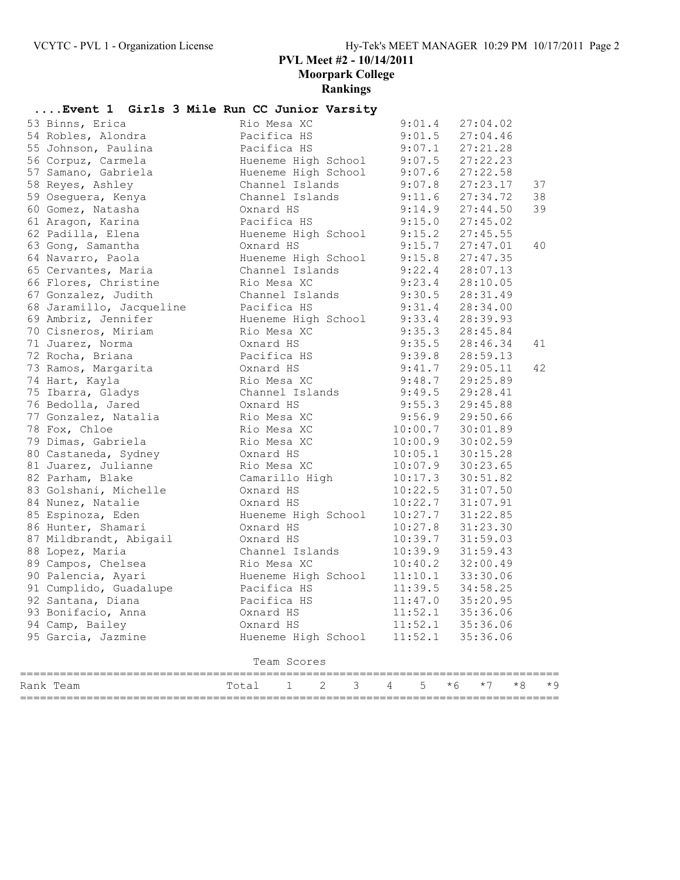# PVL Meet #2 - 10/14/2011
## Moorpark College
### Rankings

**....Event 1 Girls 3 Mile Run CC Junior Varsity**

| Place | Name | School | Pace | Time | Points |
|---|---|---|---|---|---|
| 53 | Binns, Erica | Rio Mesa XC | 9:01.4 | 27:04.02 | |
| 54 | Robles, Alondra | Pacifica HS | 9:01.5 | 27:04.46 | |
| 55 | Johnson, Paulina | Pacifica HS | 9:07.1 | 27:21.28 | |
| 56 | Corpuz, Carmela | Hueneme High School | 9:07.5 | 27:22.23 | |
| 57 | Samano, Gabriela | Hueneme High School | 9:07.6 | 27:22.58 | |
| 58 | Reyes, Ashley | Channel Islands | 9:07.8 | 27:23.17 | 37 |
| 59 | Oseguera, Kenya | Channel Islands | 9:11.6 | 27:34.72 | 38 |
| 60 | Gomez, Natasha | Oxnard HS | 9:14.9 | 27:44.50 | 39 |
| 61 | Aragon, Karina | Pacifica HS | 9:15.0 | 27:45.02 | |
| 62 | Padilla, Elena | Hueneme High School | 9:15.2 | 27:45.55 | |
| 63 | Gong, Samantha | Oxnard HS | 9:15.7 | 27:47.01 | 40 |
| 64 | Navarro, Paola | Hueneme High School | 9:15.8 | 27:47.35 | |
| 65 | Cervantes, Maria | Channel Islands | 9:22.4 | 28:07.13 | |
| 66 | Flores, Christine | Rio Mesa XC | 9:23.4 | 28:10.05 | |
| 67 | Gonzalez, Judith | Channel Islands | 9:30.5 | 28:31.49 | |
| 68 | Jaramillo, Jacqueline | Pacifica HS | 9:31.4 | 28:34.00 | |
| 69 | Ambriz, Jennifer | Hueneme High School | 9:33.4 | 28:39.93 | |
| 70 | Cisneros, Miriam | Rio Mesa XC | 9:35.3 | 28:45.84 | |
| 71 | Juarez, Norma | Oxnard HS | 9:35.5 | 28:46.34 | 41 |
| 72 | Rocha, Briana | Pacifica HS | 9:39.8 | 28:59.13 | |
| 73 | Ramos, Margarita | Oxnard HS | 9:41.7 | 29:05.11 | 42 |
| 74 | Hart, Kayla | Rio Mesa XC | 9:48.7 | 29:25.89 | |
| 75 | Ibarra, Gladys | Channel Islands | 9:49.5 | 29:28.41 | |
| 76 | Bedolla, Jared | Oxnard HS | 9:55.3 | 29:45.88 | |
| 77 | Gonzalez, Natalia | Rio Mesa XC | 9:56.9 | 29:50.66 | |
| 78 | Fox, Chloe | Rio Mesa XC | 10:00.7 | 30:01.89 | |
| 79 | Dimas, Gabriela | Rio Mesa XC | 10:00.9 | 30:02.59 | |
| 80 | Castaneda, Sydney | Oxnard HS | 10:05.1 | 30:15.28 | |
| 81 | Juarez, Julianne | Rio Mesa XC | 10:07.9 | 30:23.65 | |
| 82 | Parham, Blake | Camarillo High | 10:17.3 | 30:51.82 | |
| 83 | Golshani, Michelle | Oxnard HS | 10:22.5 | 31:07.50 | |
| 84 | Nunez, Natalie | Oxnard HS | 10:22.7 | 31:07.91 | |
| 85 | Espinoza, Eden | Hueneme High School | 10:27.7 | 31:22.85 | |
| 86 | Hunter, Shamari | Oxnard HS | 10:27.8 | 31:23.30 | |
| 87 | Mildbrandt, Abigail | Oxnard HS | 10:39.7 | 31:59.03 | |
| 88 | Lopez, Maria | Channel Islands | 10:39.9 | 31:59.43 | |
| 89 | Campos, Chelsea | Rio Mesa XC | 10:40.2 | 32:00.49 | |
| 90 | Palencia, Ayari | Hueneme High School | 11:10.1 | 33:30.06 | |
| 91 | Cumplido, Guadalupe | Pacifica HS | 11:39.5 | 34:58.25 | |
| 92 | Santana, Diana | Pacifica HS | 11:47.0 | 35:20.95 | |
| 93 | Bonifacio, Anna | Oxnard HS | 11:52.1 | 35:36.06 | |
| 94 | Camp, Bailey | Oxnard HS | 11:52.1 | 35:36.06 | |
| 95 | Garcia, Jazmine | Hueneme High School | 11:52.1 | 35:36.06 | |

Team Scores

| Rank Team | Total | 1 | 2 | 3 | 4 | 5 | *6 | *7 | *8 | *9 |
|---|---|---|---|---|---|---|---|---|---|---|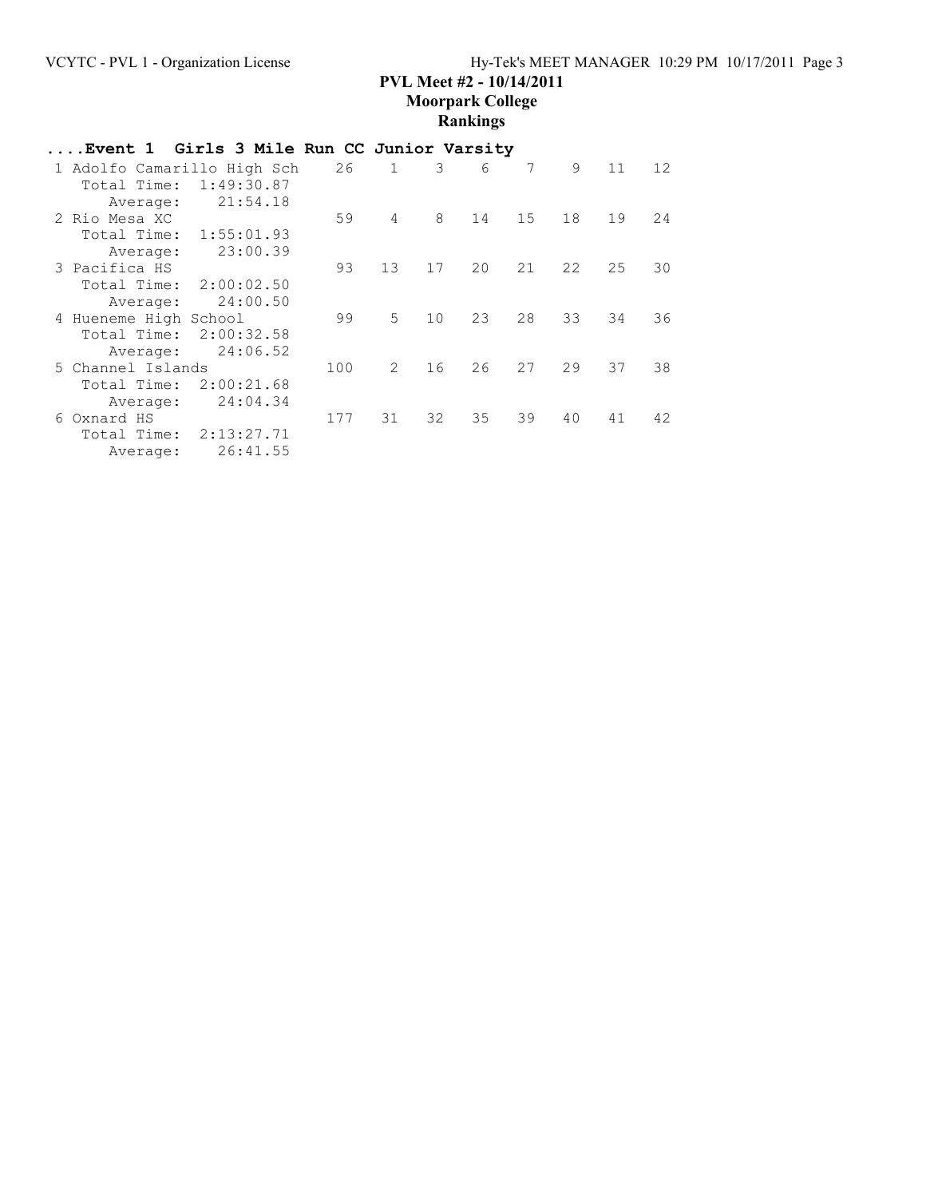# PVL Meet #2 - 10/14/2011

## Moorpark College

## Rankings

### ....Event 1 Girls 3 Mile Run CC Junior Varsity

```
 1 Adolfo Camarillo High Sch    26    1    3    6    7    9   11   12
    Total Time:  1:49:30.87
       Average:    21:54.18
 2 Rio Mesa XC                  59    4    8   14   15   18   19   24
    Total Time:  1:55:01.93
       Average:    23:00.39
 3 Pacifica HS                  93   13   17   20   21   22   25   30
    Total Time:  2:00:02.50
       Average:    24:00.50
 4 Hueneme High School          99    5   10   23   28   33   34   36
    Total Time:  2:00:32.58
       Average:    24:06.52
 5 Channel Islands             100    2   16   26   27   29   37   38
    Total Time:  2:00:21.68
       Average:    24:04.34
 6 Oxnard HS                   177   31   32   35   39   40   41   42
    Total Time:  2:13:27.71
       Average:    26:41.55
```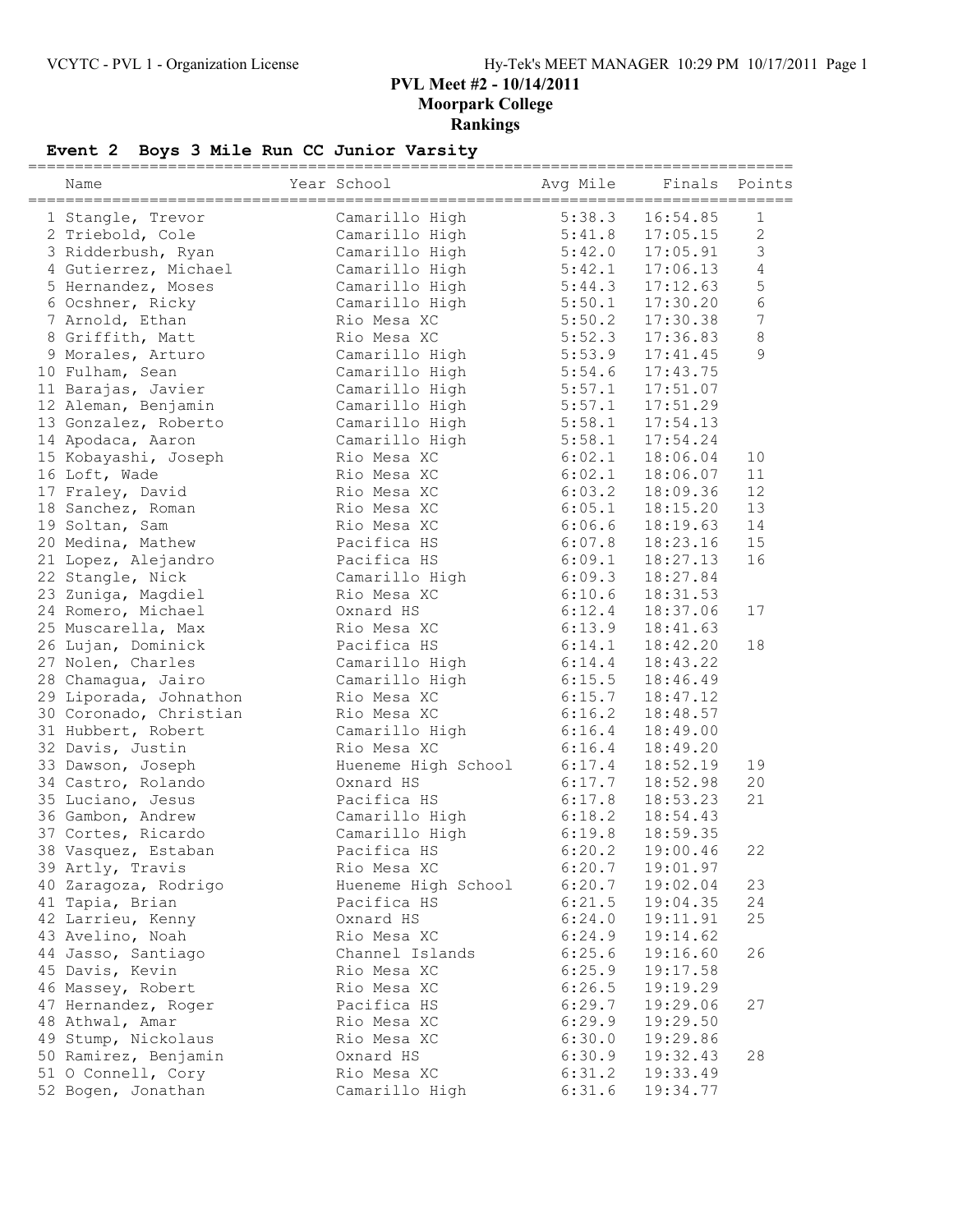# PVL Meet #2 - 10/14/2011

**Moorpark College**

**Rankings**

## Event 2 Boys 3 Mile Run CC Junior Varsity

| | Name | Year | School | Avg Mile | Finals | Points |
|---|---|---|---|---|---|---|
| 1 | Stangle, Trevor | | Camarillo High | 5:38.3 | 16:54.85 | 1 |
| 2 | Triebold, Cole | | Camarillo High | 5:41.8 | 17:05.15 | 2 |
| 3 | Ridderbush, Ryan | | Camarillo High | 5:42.0 | 17:05.91 | 3 |
| 4 | Gutierrez, Michael | | Camarillo High | 5:42.1 | 17:06.13 | 4 |
| 5 | Hernandez, Moses | | Camarillo High | 5:44.3 | 17:12.63 | 5 |
| 6 | Ocshner, Ricky | | Camarillo High | 5:50.1 | 17:30.20 | 6 |
| 7 | Arnold, Ethan | | Rio Mesa XC | 5:50.2 | 17:30.38 | 7 |
| 8 | Griffith, Matt | | Rio Mesa XC | 5:52.3 | 17:36.83 | 8 |
| 9 | Morales, Arturo | | Camarillo High | 5:53.9 | 17:41.45 | 9 |
| 10 | Fulham, Sean | | Camarillo High | 5:54.6 | 17:43.75 | |
| 11 | Barajas, Javier | | Camarillo High | 5:57.1 | 17:51.07 | |
| 12 | Aleman, Benjamin | | Camarillo High | 5:57.1 | 17:51.29 | |
| 13 | Gonzalez, Roberto | | Camarillo High | 5:58.1 | 17:54.13 | |
| 14 | Apodaca, Aaron | | Camarillo High | 5:58.1 | 17:54.24 | |
| 15 | Kobayashi, Joseph | | Rio Mesa XC | 6:02.1 | 18:06.04 | 10 |
| 16 | Loft, Wade | | Rio Mesa XC | 6:02.1 | 18:06.07 | 11 |
| 17 | Fraley, David | | Rio Mesa XC | 6:03.2 | 18:09.36 | 12 |
| 18 | Sanchez, Roman | | Rio Mesa XC | 6:05.1 | 18:15.20 | 13 |
| 19 | Soltan, Sam | | Rio Mesa XC | 6:06.6 | 18:19.63 | 14 |
| 20 | Medina, Mathew | | Pacifica HS | 6:07.8 | 18:23.16 | 15 |
| 21 | Lopez, Alejandro | | Pacifica HS | 6:09.1 | 18:27.13 | 16 |
| 22 | Stangle, Nick | | Camarillo High | 6:09.3 | 18:27.84 | |
| 23 | Zuniga, Magdiel | | Rio Mesa XC | 6:10.6 | 18:31.53 | |
| 24 | Romero, Michael | | Oxnard HS | 6:12.4 | 18:37.06 | 17 |
| 25 | Muscarella, Max | | Rio Mesa XC | 6:13.9 | 18:41.63 | |
| 26 | Lujan, Dominick | | Pacifica HS | 6:14.1 | 18:42.20 | 18 |
| 27 | Nolen, Charles | | Camarillo High | 6:14.4 | 18:43.22 | |
| 28 | Chamagua, Jairo | | Camarillo High | 6:15.5 | 18:46.49 | |
| 29 | Liporada, Johnathon | | Rio Mesa XC | 6:15.7 | 18:47.12 | |
| 30 | Coronado, Christian | | Rio Mesa XC | 6:16.2 | 18:48.57 | |
| 31 | Hubbert, Robert | | Camarillo High | 6:16.4 | 18:49.00 | |
| 32 | Davis, Justin | | Rio Mesa XC | 6:16.4 | 18:49.20 | |
| 33 | Dawson, Joseph | | Hueneme High School | 6:17.4 | 18:52.19 | 19 |
| 34 | Castro, Rolando | | Oxnard HS | 6:17.7 | 18:52.98 | 20 |
| 35 | Luciano, Jesus | | Pacifica HS | 6:17.8 | 18:53.23 | 21 |
| 36 | Gambon, Andrew | | Camarillo High | 6:18.2 | 18:54.43 | |
| 37 | Cortes, Ricardo | | Camarillo High | 6:19.8 | 18:59.35 | |
| 38 | Vasquez, Estaban | | Pacifica HS | 6:20.2 | 19:00.46 | 22 |
| 39 | Artly, Travis | | Rio Mesa XC | 6:20.7 | 19:01.97 | |
| 40 | Zaragoza, Rodrigo | | Hueneme High School | 6:20.7 | 19:02.04 | 23 |
| 41 | Tapia, Brian | | Pacifica HS | 6:21.5 | 19:04.35 | 24 |
| 42 | Larrieu, Kenny | | Oxnard HS | 6:24.0 | 19:11.91 | 25 |
| 43 | Avelino, Noah | | Rio Mesa XC | 6:24.9 | 19:14.62 | |
| 44 | Jasso, Santiago | | Channel Islands | 6:25.6 | 19:16.60 | 26 |
| 45 | Davis, Kevin | | Rio Mesa XC | 6:25.9 | 19:17.58 | |
| 46 | Massey, Robert | | Rio Mesa XC | 6:26.5 | 19:19.29 | |
| 47 | Hernandez, Roger | | Pacifica HS | 6:29.7 | 19:29.06 | 27 |
| 48 | Athwal, Amar | | Rio Mesa XC | 6:29.9 | 19:29.50 | |
| 49 | Stump, Nickolaus | | Rio Mesa XC | 6:30.0 | 19:29.86 | |
| 50 | Ramirez, Benjamin | | Oxnard HS | 6:30.9 | 19:32.43 | 28 |
| 51 | O Connell, Cory | | Rio Mesa XC | 6:31.2 | 19:33.49 | |
| 52 | Bogen, Jonathan | | Camarillo High | 6:31.6 | 19:34.77 | |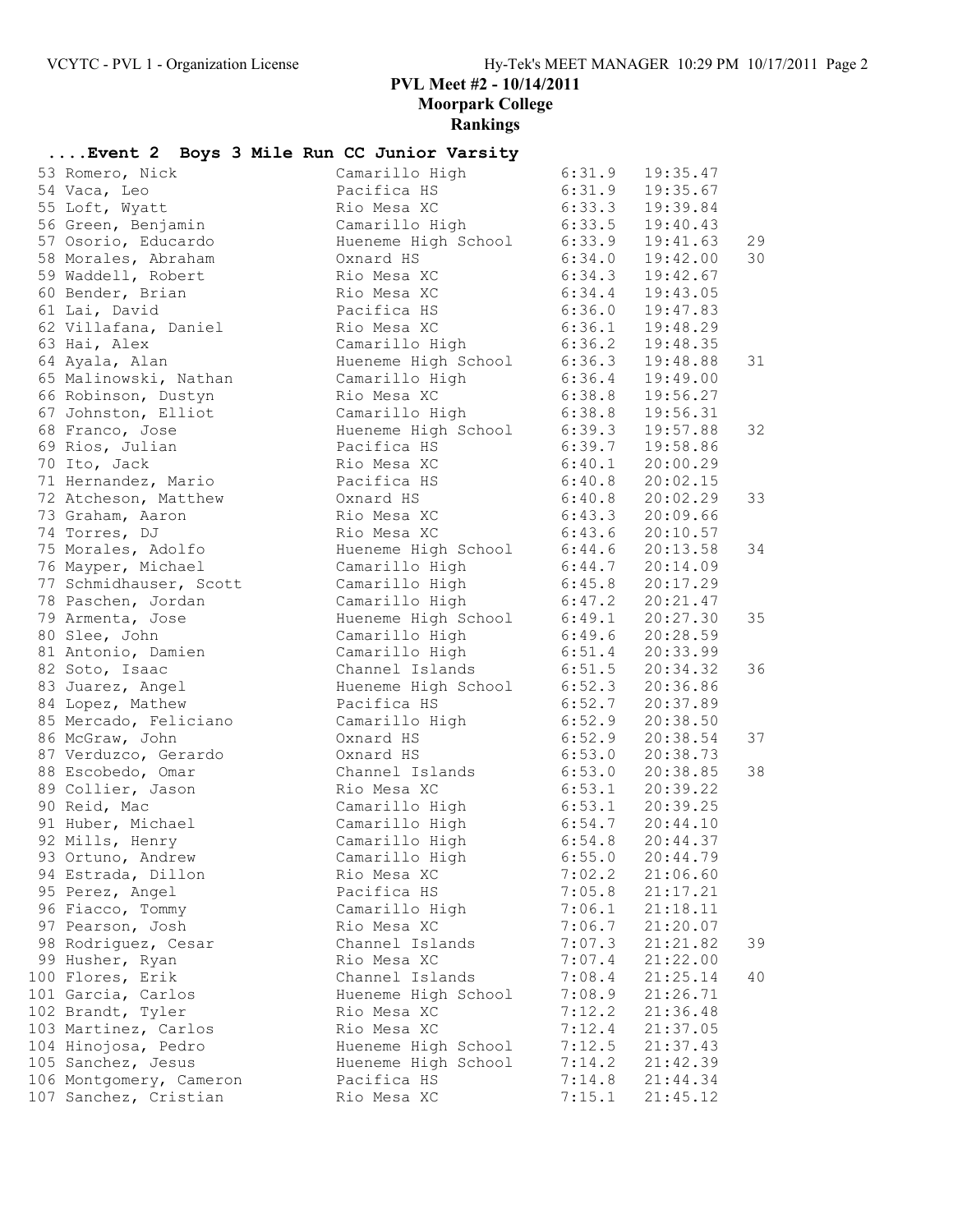# PVL Meet #2 - 10/14/2011

## Moorpark College

## Rankings

### ....Event 2 Boys 3 Mile Run CC Junior Varsity

| Place | Name | School | Pace | Time | Points |
|---|---|---|---|---|---|
| 53 | Romero, Nick | Camarillo High | 6:31.9 | 19:35.47 | |
| 54 | Vaca, Leo | Pacifica HS | 6:31.9 | 19:35.67 | |
| 55 | Loft, Wyatt | Rio Mesa XC | 6:33.3 | 19:39.84 | |
| 56 | Green, Benjamin | Camarillo High | 6:33.5 | 19:40.43 | |
| 57 | Osorio, Educardo | Hueneme High School | 6:33.9 | 19:41.63 | 29 |
| 58 | Morales, Abraham | Oxnard HS | 6:34.0 | 19:42.00 | 30 |
| 59 | Waddell, Robert | Rio Mesa XC | 6:34.3 | 19:42.67 | |
| 60 | Bender, Brian | Rio Mesa XC | 6:34.4 | 19:43.05 | |
| 61 | Lai, David | Pacifica HS | 6:36.0 | 19:47.83 | |
| 62 | Villafana, Daniel | Rio Mesa XC | 6:36.1 | 19:48.29 | |
| 63 | Hai, Alex | Camarillo High | 6:36.2 | 19:48.35 | |
| 64 | Ayala, Alan | Hueneme High School | 6:36.3 | 19:48.88 | 31 |
| 65 | Malinowski, Nathan | Camarillo High | 6:36.4 | 19:49.00 | |
| 66 | Robinson, Dustyn | Rio Mesa XC | 6:38.8 | 19:56.27 | |
| 67 | Johnston, Elliot | Camarillo High | 6:38.8 | 19:56.31 | |
| 68 | Franco, Jose | Hueneme High School | 6:39.3 | 19:57.88 | 32 |
| 69 | Rios, Julian | Pacifica HS | 6:39.7 | 19:58.86 | |
| 70 | Ito, Jack | Rio Mesa XC | 6:40.1 | 20:00.29 | |
| 71 | Hernandez, Mario | Pacifica HS | 6:40.8 | 20:02.15 | |
| 72 | Atcheson, Matthew | Oxnard HS | 6:40.8 | 20:02.29 | 33 |
| 73 | Graham, Aaron | Rio Mesa XC | 6:43.3 | 20:09.66 | |
| 74 | Torres, DJ | Rio Mesa XC | 6:43.6 | 20:10.57 | |
| 75 | Morales, Adolfo | Hueneme High School | 6:44.6 | 20:13.58 | 34 |
| 76 | Mayper, Michael | Camarillo High | 6:44.7 | 20:14.09 | |
| 77 | Schmidhauser, Scott | Camarillo High | 6:45.8 | 20:17.29 | |
| 78 | Paschen, Jordan | Camarillo High | 6:47.2 | 20:21.47 | |
| 79 | Armenta, Jose | Hueneme High School | 6:49.1 | 20:27.30 | 35 |
| 80 | Slee, John | Camarillo High | 6:49.6 | 20:28.59 | |
| 81 | Antonio, Damien | Camarillo High | 6:51.4 | 20:33.99 | |
| 82 | Soto, Isaac | Channel Islands | 6:51.5 | 20:34.32 | 36 |
| 83 | Juarez, Angel | Hueneme High School | 6:52.3 | 20:36.86 | |
| 84 | Lopez, Mathew | Pacifica HS | 6:52.7 | 20:37.89 | |
| 85 | Mercado, Feliciano | Camarillo High | 6:52.9 | 20:38.50 | |
| 86 | McGraw, John | Oxnard HS | 6:52.9 | 20:38.54 | 37 |
| 87 | Verduzco, Gerardo | Oxnard HS | 6:53.0 | 20:38.73 | |
| 88 | Escobedo, Omar | Channel Islands | 6:53.0 | 20:38.85 | 38 |
| 89 | Collier, Jason | Rio Mesa XC | 6:53.1 | 20:39.22 | |
| 90 | Reid, Mac | Camarillo High | 6:53.1 | 20:39.25 | |
| 91 | Huber, Michael | Camarillo High | 6:54.7 | 20:44.10 | |
| 92 | Mills, Henry | Camarillo High | 6:54.8 | 20:44.37 | |
| 93 | Ortuno, Andrew | Camarillo High | 6:55.0 | 20:44.79 | |
| 94 | Estrada, Dillon | Rio Mesa XC | 7:02.2 | 21:06.60 | |
| 95 | Perez, Angel | Pacifica HS | 7:05.8 | 21:17.21 | |
| 96 | Fiacco, Tommy | Camarillo High | 7:06.1 | 21:18.11 | |
| 97 | Pearson, Josh | Rio Mesa XC | 7:06.7 | 21:20.07 | |
| 98 | Rodriguez, Cesar | Channel Islands | 7:07.3 | 21:21.82 | 39 |
| 99 | Husher, Ryan | Rio Mesa XC | 7:07.4 | 21:22.00 | |
| 100 | Flores, Erik | Channel Islands | 7:08.4 | 21:25.14 | 40 |
| 101 | Garcia, Carlos | Hueneme High School | 7:08.9 | 21:26.71 | |
| 102 | Brandt, Tyler | Rio Mesa XC | 7:12.2 | 21:36.48 | |
| 103 | Martinez, Carlos | Rio Mesa XC | 7:12.4 | 21:37.05 | |
| 104 | Hinojosa, Pedro | Hueneme High School | 7:12.5 | 21:37.43 | |
| 105 | Sanchez, Jesus | Hueneme High School | 7:14.2 | 21:42.39 | |
| 106 | Montgomery, Cameron | Pacifica HS | 7:14.8 | 21:44.34 | |
| 107 | Sanchez, Cristian | Rio Mesa XC | 7:15.1 | 21:45.12 | |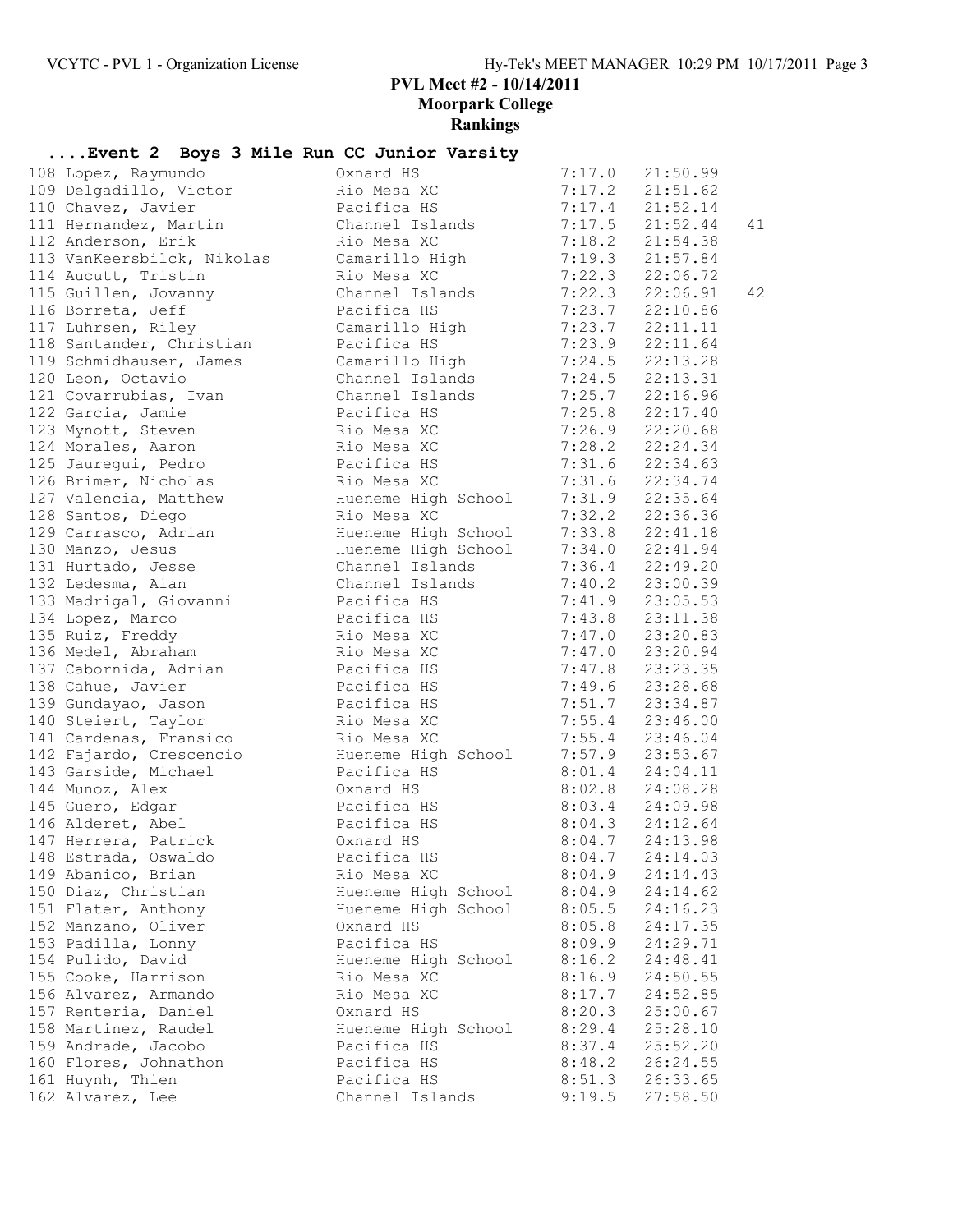# PVL Meet #2 - 10/14/2011

## Moorpark College

## Rankings

### ....Event 2 Boys 3 Mile Run CC Junior Varsity

| Place | Name | School | Pace | Time | Points |
|---|---|---|---|---|---|
| 108 | Lopez, Raymundo | Oxnard HS | 7:17.0 | 21:50.99 | |
| 109 | Delgadillo, Victor | Rio Mesa XC | 7:17.2 | 21:51.62 | |
| 110 | Chavez, Javier | Pacifica HS | 7:17.4 | 21:52.14 | |
| 111 | Hernandez, Martin | Channel Islands | 7:17.5 | 21:52.44 | 41 |
| 112 | Anderson, Erik | Rio Mesa XC | 7:18.2 | 21:54.38 | |
| 113 | VanKeersbilck, Nikolas | Camarillo High | 7:19.3 | 21:57.84 | |
| 114 | Aucutt, Tristin | Rio Mesa XC | 7:22.3 | 22:06.72 | |
| 115 | Guillen, Jovanny | Channel Islands | 7:22.3 | 22:06.91 | 42 |
| 116 | Borreta, Jeff | Pacifica HS | 7:23.7 | 22:10.86 | |
| 117 | Luhrsen, Riley | Camarillo High | 7:23.7 | 22:11.11 | |
| 118 | Santander, Christian | Pacifica HS | 7:23.9 | 22:11.64 | |
| 119 | Schmidhauser, James | Camarillo High | 7:24.5 | 22:13.28 | |
| 120 | Leon, Octavio | Channel Islands | 7:24.5 | 22:13.31 | |
| 121 | Covarrubias, Ivan | Channel Islands | 7:25.7 | 22:16.96 | |
| 122 | Garcia, Jamie | Pacifica HS | 7:25.8 | 22:17.40 | |
| 123 | Mynott, Steven | Rio Mesa XC | 7:26.9 | 22:20.68 | |
| 124 | Morales, Aaron | Rio Mesa XC | 7:28.2 | 22:24.34 | |
| 125 | Jauregui, Pedro | Pacifica HS | 7:31.6 | 22:34.63 | |
| 126 | Brimer, Nicholas | Rio Mesa XC | 7:31.6 | 22:34.74 | |
| 127 | Valencia, Matthew | Hueneme High School | 7:31.9 | 22:35.64 | |
| 128 | Santos, Diego | Rio Mesa XC | 7:32.2 | 22:36.36 | |
| 129 | Carrasco, Adrian | Hueneme High School | 7:33.8 | 22:41.18 | |
| 130 | Manzo, Jesus | Hueneme High School | 7:34.0 | 22:41.94 | |
| 131 | Hurtado, Jesse | Channel Islands | 7:36.4 | 22:49.20 | |
| 132 | Ledesma, Aian | Channel Islands | 7:40.2 | 23:00.39 | |
| 133 | Madrigal, Giovanni | Pacifica HS | 7:41.9 | 23:05.53 | |
| 134 | Lopez, Marco | Pacifica HS | 7:43.8 | 23:11.38 | |
| 135 | Ruiz, Freddy | Rio Mesa XC | 7:47.0 | 23:20.83 | |
| 136 | Medel, Abraham | Rio Mesa XC | 7:47.0 | 23:20.94 | |
| 137 | Cabornida, Adrian | Pacifica HS | 7:47.8 | 23:23.35 | |
| 138 | Cahue, Javier | Pacifica HS | 7:49.6 | 23:28.68 | |
| 139 | Gundayao, Jason | Pacifica HS | 7:51.7 | 23:34.87 | |
| 140 | Steiert, Taylor | Rio Mesa XC | 7:55.4 | 23:46.00 | |
| 141 | Cardenas, Fransico | Rio Mesa XC | 7:55.4 | 23:46.04 | |
| 142 | Fajardo, Crescencio | Hueneme High School | 7:57.9 | 23:53.67 | |
| 143 | Garside, Michael | Pacifica HS | 8:01.4 | 24:04.11 | |
| 144 | Munoz, Alex | Oxnard HS | 8:02.8 | 24:08.28 | |
| 145 | Guero, Edgar | Pacifica HS | 8:03.4 | 24:09.98 | |
| 146 | Alderet, Abel | Pacifica HS | 8:04.3 | 24:12.64 | |
| 147 | Herrera, Patrick | Oxnard HS | 8:04.7 | 24:13.98 | |
| 148 | Estrada, Oswaldo | Pacifica HS | 8:04.7 | 24:14.03 | |
| 149 | Abanico, Brian | Rio Mesa XC | 8:04.9 | 24:14.43 | |
| 150 | Diaz, Christian | Hueneme High School | 8:04.9 | 24:14.62 | |
| 151 | Flater, Anthony | Hueneme High School | 8:05.5 | 24:16.23 | |
| 152 | Manzano, Oliver | Oxnard HS | 8:05.8 | 24:17.35 | |
| 153 | Padilla, Lonny | Pacifica HS | 8:09.9 | 24:29.71 | |
| 154 | Pulido, David | Hueneme High School | 8:16.2 | 24:48.41 | |
| 155 | Cooke, Harrison | Rio Mesa XC | 8:16.9 | 24:50.55 | |
| 156 | Alvarez, Armando | Rio Mesa XC | 8:17.7 | 24:52.85 | |
| 157 | Renteria, Daniel | Oxnard HS | 8:20.3 | 25:00.67 | |
| 158 | Martinez, Raudel | Hueneme High School | 8:29.4 | 25:28.10 | |
| 159 | Andrade, Jacobo | Pacifica HS | 8:37.4 | 25:52.20 | |
| 160 | Flores, Johnathon | Pacifica HS | 8:48.2 | 26:24.55 | |
| 161 | Huynh, Thien | Pacifica HS | 8:51.3 | 26:33.65 | |
| 162 | Alvarez, Lee | Channel Islands | 9:19.5 | 27:58.50 | |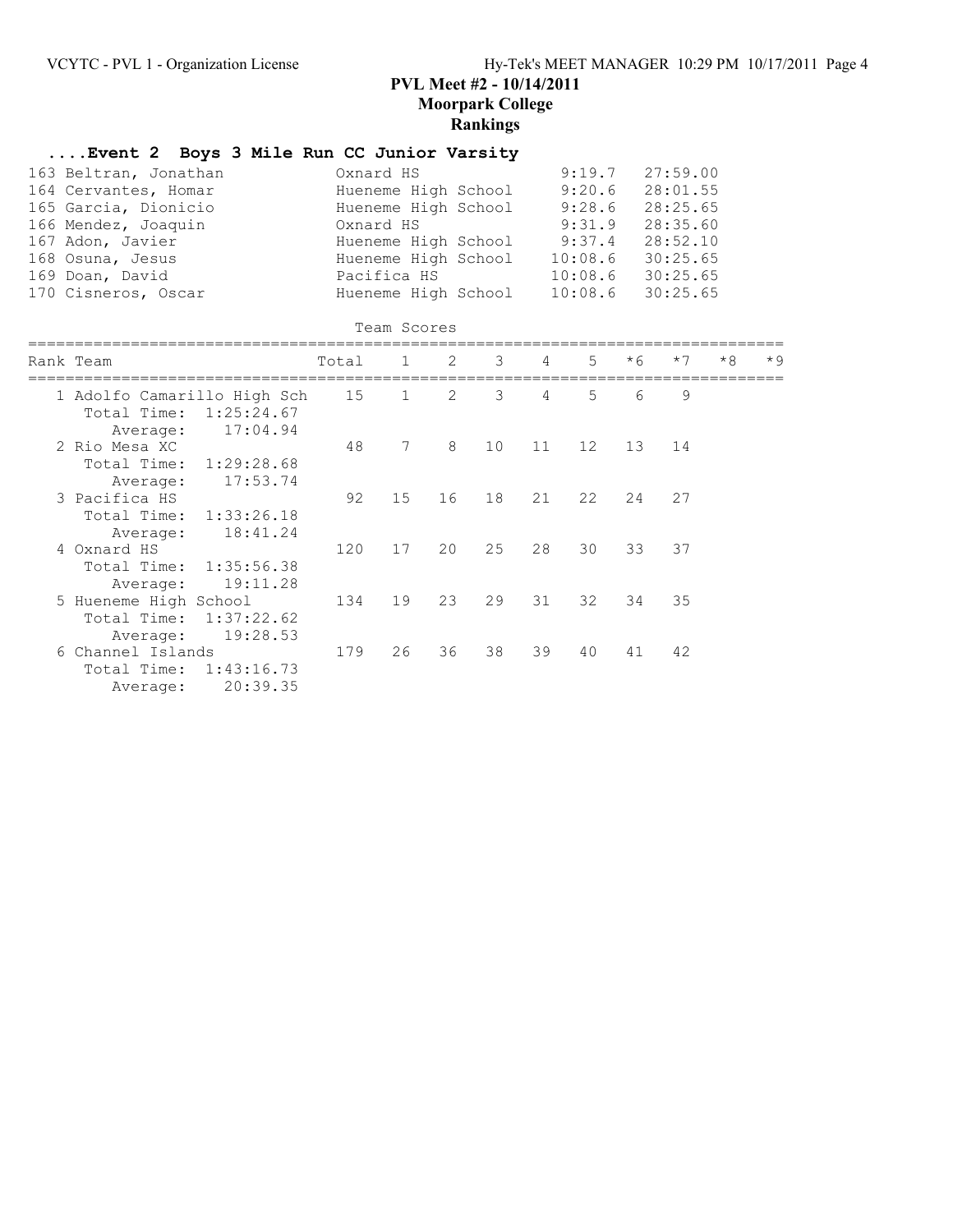## PVL Meet #2 - 10/14/2011
## Moorpark College
## Rankings

### ....Event 2 Boys 3 Mile Run CC Junior Varsity

| | Name | School | Pace | Time |
|---|---|---|---|---|
| 163 | Beltran, Jonathan | Oxnard HS | 9:19.7 | 27:59.00 |
| 164 | Cervantes, Homar | Hueneme High School | 9:20.6 | 28:01.55 |
| 165 | Garcia, Dionicio | Hueneme High School | 9:28.6 | 28:25.65 |
| 166 | Mendez, Joaquin | Oxnard HS | 9:31.9 | 28:35.60 |
| 167 | Adon, Javier | Hueneme High School | 9:37.4 | 28:52.10 |
| 168 | Osuna, Jesus | Hueneme High School | 10:08.6 | 30:25.65 |
| 169 | Doan, David | Pacifica HS | 10:08.6 | 30:25.65 |
| 170 | Cisneros, Oscar | Hueneme High School | 10:08.6 | 30:25.65 |

Team Scores

| Rank | Team | Total | 1 | 2 | 3 | 4 | 5 | *6 | *7 | *8 | *9 |
|---|---|---|---|---|---|---|---|---|---|---|---|
| 1 | Adolfo Camarillo High Sch | 15 | 1 | 2 | 3 | 4 | 5 | 6 | 9 | | |
| | Total Time: 1:25:24.67 | | | | | | | | | | |
| | Average: 17:04.94 | | | | | | | | | | |
| 2 | Rio Mesa XC | 48 | 7 | 8 | 10 | 11 | 12 | 13 | 14 | | |
| | Total Time: 1:29:28.68 | | | | | | | | | | |
| | Average: 17:53.74 | | | | | | | | | | |
| 3 | Pacifica HS | 92 | 15 | 16 | 18 | 21 | 22 | 24 | 27 | | |
| | Total Time: 1:33:26.18 | | | | | | | | | | |
| | Average: 18:41.24 | | | | | | | | | | |
| 4 | Oxnard HS | 120 | 17 | 20 | 25 | 28 | 30 | 33 | 37 | | |
| | Total Time: 1:35:56.38 | | | | | | | | | | |
| | Average: 19:11.28 | | | | | | | | | | |
| 5 | Hueneme High School | 134 | 19 | 23 | 29 | 31 | 32 | 34 | 35 | | |
| | Total Time: 1:37:22.62 | | | | | | | | | | |
| | Average: 19:28.53 | | | | | | | | | | |
| 6 | Channel Islands | 179 | 26 | 36 | 38 | 39 | 40 | 41 | 42 | | |
| | Total Time: 1:43:16.73 | | | | | | | | | | |
| | Average: 20:39.35 | | | | | | | | | | |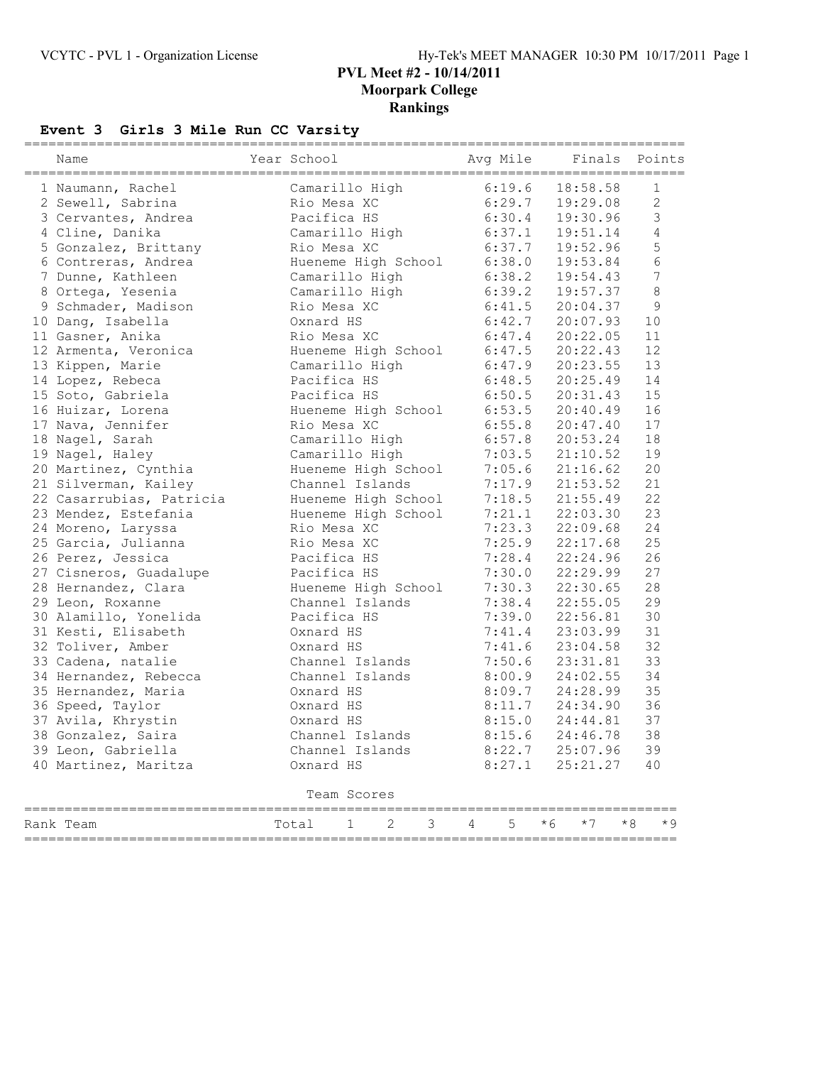# PVL Meet #2 - 10/14/2011

## Moorpark College

## Rankings

### Event 3 Girls 3 Mile Run CC Varsity

| | Name | Year | School | Avg Mile | Finals | Points |
|---|---|---|---|---|---|---|
| 1 | Naumann, Rachel | | Camarillo High | 6:19.6 | 18:58.58 | 1 |
| 2 | Sewell, Sabrina | | Rio Mesa XC | 6:29.7 | 19:29.08 | 2 |
| 3 | Cervantes, Andrea | | Pacifica HS | 6:30.4 | 19:30.96 | 3 |
| 4 | Cline, Danika | | Camarillo High | 6:37.1 | 19:51.14 | 4 |
| 5 | Gonzalez, Brittany | | Rio Mesa XC | 6:37.7 | 19:52.96 | 5 |
| 6 | Contreras, Andrea | | Hueneme High School | 6:38.0 | 19:53.84 | 6 |
| 7 | Dunne, Kathleen | | Camarillo High | 6:38.2 | 19:54.43 | 7 |
| 8 | Ortega, Yesenia | | Camarillo High | 6:39.2 | 19:57.37 | 8 |
| 9 | Schmader, Madison | | Rio Mesa XC | 6:41.5 | 20:04.37 | 9 |
| 10 | Dang, Isabella | | Oxnard HS | 6:42.7 | 20:07.93 | 10 |
| 11 | Gasner, Anika | | Rio Mesa XC | 6:47.4 | 20:22.05 | 11 |
| 12 | Armenta, Veronica | | Hueneme High School | 6:47.5 | 20:22.43 | 12 |
| 13 | Kippen, Marie | | Camarillo High | 6:47.9 | 20:23.55 | 13 |
| 14 | Lopez, Rebeca | | Pacifica HS | 6:48.5 | 20:25.49 | 14 |
| 15 | Soto, Gabriela | | Pacifica HS | 6:50.5 | 20:31.43 | 15 |
| 16 | Huizar, Lorena | | Hueneme High School | 6:53.5 | 20:40.49 | 16 |
| 17 | Nava, Jennifer | | Rio Mesa XC | 6:55.8 | 20:47.40 | 17 |
| 18 | Nagel, Sarah | | Camarillo High | 6:57.8 | 20:53.24 | 18 |
| 19 | Nagel, Haley | | Camarillo High | 7:03.5 | 21:10.52 | 19 |
| 20 | Martinez, Cynthia | | Hueneme High School | 7:05.6 | 21:16.62 | 20 |
| 21 | Silverman, Kailey | | Channel Islands | 7:17.9 | 21:53.52 | 21 |
| 22 | Casarrubias, Patricia | | Hueneme High School | 7:18.5 | 21:55.49 | 22 |
| 23 | Mendez, Estefania | | Hueneme High School | 7:21.1 | 22:03.30 | 23 |
| 24 | Moreno, Laryssa | | Rio Mesa XC | 7:23.3 | 22:09.68 | 24 |
| 25 | Garcia, Julianna | | Rio Mesa XC | 7:25.9 | 22:17.68 | 25 |
| 26 | Perez, Jessica | | Pacifica HS | 7:28.4 | 22:24.96 | 26 |
| 27 | Cisneros, Guadalupe | | Pacifica HS | 7:30.0 | 22:29.99 | 27 |
| 28 | Hernandez, Clara | | Hueneme High School | 7:30.3 | 22:30.65 | 28 |
| 29 | Leon, Roxanne | | Channel Islands | 7:38.4 | 22:55.05 | 29 |
| 30 | Alamillo, Yonelida | | Pacifica HS | 7:39.0 | 22:56.81 | 30 |
| 31 | Kesti, Elisabeth | | Oxnard HS | 7:41.4 | 23:03.99 | 31 |
| 32 | Toliver, Amber | | Oxnard HS | 7:41.6 | 23:04.58 | 32 |
| 33 | Cadena, natalie | | Channel Islands | 7:50.6 | 23:31.81 | 33 |
| 34 | Hernandez, Rebecca | | Channel Islands | 8:00.9 | 24:02.55 | 34 |
| 35 | Hernandez, Maria | | Oxnard HS | 8:09.7 | 24:28.99 | 35 |
| 36 | Speed, Taylor | | Oxnard HS | 8:11.7 | 24:34.90 | 36 |
| 37 | Avila, Khrystin | | Oxnard HS | 8:15.0 | 24:44.81 | 37 |
| 38 | Gonzalez, Saira | | Channel Islands | 8:15.6 | 24:46.78 | 38 |
| 39 | Leon, Gabriella | | Channel Islands | 8:22.7 | 25:07.96 | 39 |
| 40 | Martinez, Maritza | | Oxnard HS | 8:27.1 | 25:21.27 | 40 |

Team Scores

| Rank | Team | Total | 1 | 2 | 3 | 4 | 5 | *6 | *7 | *8 | *9 |
|---|---|---|---|---|---|---|---|---|---|---|---|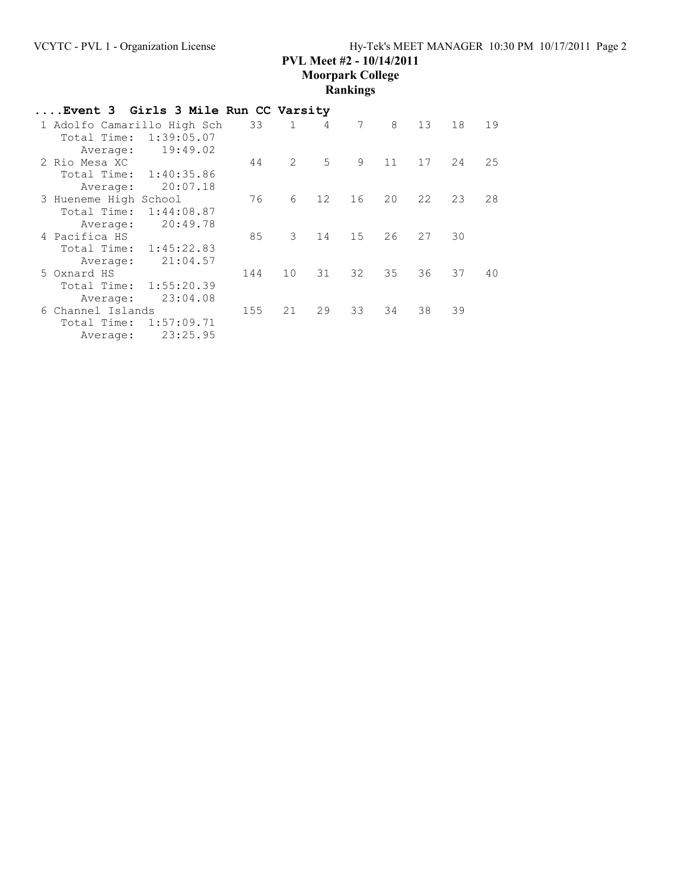**PVL Meet #2 - 10/14/2011**
**Moorpark College**
**Rankings**

## ....Event 3 Girls 3 Mile Run CC Varsity

| Rank | Team | Score | 1 | 2 | 3 | 4 | 5 | 6 | 7 |
|---|---|---|---|---|---|---|---|---|---|
| 1 | Adolfo Camarillo High Sch | 33 | 1 | 4 | 7 | 8 | 13 | 18 | 19 |
| | Total Time: 1:39:05.07 | | | | | | | | |
| | Average: 19:49.02 | | | | | | | | |
| 2 | Rio Mesa XC | 44 | 2 | 5 | 9 | 11 | 17 | 24 | 25 |
| | Total Time: 1:40:35.86 | | | | | | | | |
| | Average: 20:07.18 | | | | | | | | |
| 3 | Hueneme High School | 76 | 6 | 12 | 16 | 20 | 22 | 23 | 28 |
| | Total Time: 1:44:08.87 | | | | | | | | |
| | Average: 20:49.78 | | | | | | | | |
| 4 | Pacifica HS | 85 | 3 | 14 | 15 | 26 | 27 | 30 | |
| | Total Time: 1:45:22.83 | | | | | | | | |
| | Average: 21:04.57 | | | | | | | | |
| 5 | Oxnard HS | 144 | 10 | 31 | 32 | 35 | 36 | 37 | 40 |
| | Total Time: 1:55:20.39 | | | | | | | | |
| | Average: 23:04.08 | | | | | | | | |
| 6 | Channel Islands | 155 | 21 | 29 | 33 | 34 | 38 | 39 | |
| | Total Time: 1:57:09.71 | | | | | | | | |
| | Average: 23:25.95 | | | | | | | | |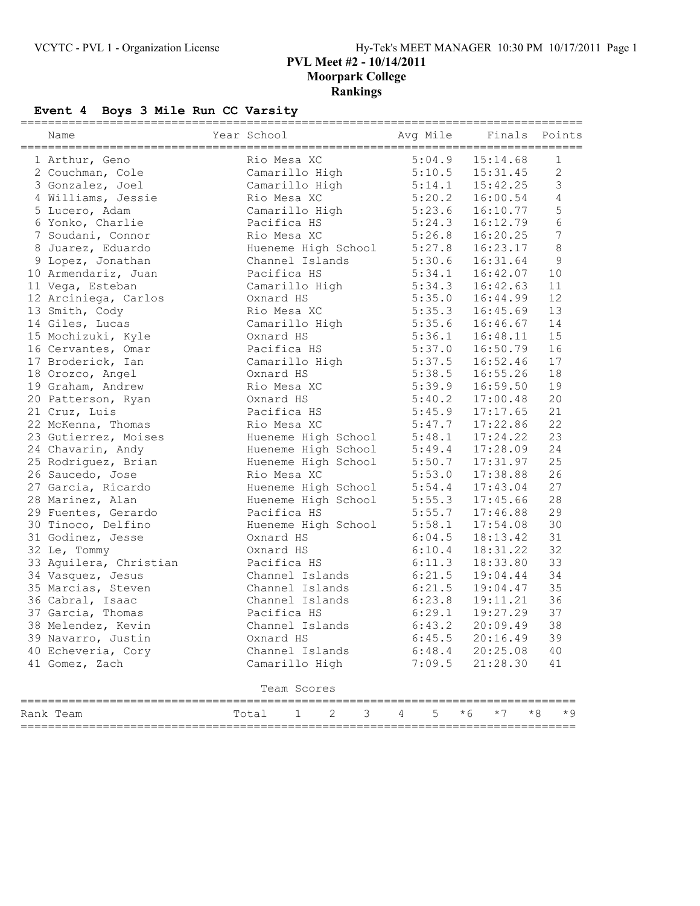# PVL Meet #2 - 10/14/2011
## Moorpark College
## Rankings

### Event 4 Boys 3 Mile Run CC Varsity

| | Name | Year | School | Avg Mile | Finals | Points |
|---|---|---|---|---|---|---|
| 1 | Arthur, Geno | | Rio Mesa XC | 5:04.9 | 15:14.68 | 1 |
| 2 | Couchman, Cole | | Camarillo High | 5:10.5 | 15:31.45 | 2 |
| 3 | Gonzalez, Joel | | Camarillo High | 5:14.1 | 15:42.25 | 3 |
| 4 | Williams, Jessie | | Rio Mesa XC | 5:20.2 | 16:00.54 | 4 |
| 5 | Lucero, Adam | | Camarillo High | 5:23.6 | 16:10.77 | 5 |
| 6 | Yonko, Charlie | | Pacifica HS | 5:24.3 | 16:12.79 | 6 |
| 7 | Soudani, Connor | | Rio Mesa XC | 5:26.8 | 16:20.25 | 7 |
| 8 | Juarez, Eduardo | | Hueneme High School | 5:27.8 | 16:23.17 | 8 |
| 9 | Lopez, Jonathan | | Channel Islands | 5:30.6 | 16:31.64 | 9 |
| 10 | Armendariz, Juan | | Pacifica HS | 5:34.1 | 16:42.07 | 10 |
| 11 | Vega, Esteban | | Camarillo High | 5:34.3 | 16:42.63 | 11 |
| 12 | Arciniega, Carlos | | Oxnard HS | 5:35.0 | 16:44.99 | 12 |
| 13 | Smith, Cody | | Rio Mesa XC | 5:35.3 | 16:45.69 | 13 |
| 14 | Giles, Lucas | | Camarillo High | 5:35.6 | 16:46.67 | 14 |
| 15 | Mochizuki, Kyle | | Oxnard HS | 5:36.1 | 16:48.11 | 15 |
| 16 | Cervantes, Omar | | Pacifica HS | 5:37.0 | 16:50.79 | 16 |
| 17 | Broderick, Ian | | Camarillo High | 5:37.5 | 16:52.46 | 17 |
| 18 | Orozco, Angel | | Oxnard HS | 5:38.5 | 16:55.26 | 18 |
| 19 | Graham, Andrew | | Rio Mesa XC | 5:39.9 | 16:59.50 | 19 |
| 20 | Patterson, Ryan | | Oxnard HS | 5:40.2 | 17:00.48 | 20 |
| 21 | Cruz, Luis | | Pacifica HS | 5:45.9 | 17:17.65 | 21 |
| 22 | McKenna, Thomas | | Rio Mesa XC | 5:47.7 | 17:22.86 | 22 |
| 23 | Gutierrez, Moises | | Hueneme High School | 5:48.1 | 17:24.22 | 23 |
| 24 | Chavarin, Andy | | Hueneme High School | 5:49.4 | 17:28.09 | 24 |
| 25 | Rodriguez, Brian | | Hueneme High School | 5:50.7 | 17:31.97 | 25 |
| 26 | Saucedo, Jose | | Rio Mesa XC | 5:53.0 | 17:38.88 | 26 |
| 27 | Garcia, Ricardo | | Hueneme High School | 5:54.4 | 17:43.04 | 27 |
| 28 | Marinez, Alan | | Hueneme High School | 5:55.3 | 17:45.66 | 28 |
| 29 | Fuentes, Gerardo | | Pacifica HS | 5:55.7 | 17:46.88 | 29 |
| 30 | Tinoco, Delfino | | Hueneme High School | 5:58.1 | 17:54.08 | 30 |
| 31 | Godinez, Jesse | | Oxnard HS | 6:04.5 | 18:13.42 | 31 |
| 32 | Le, Tommy | | Oxnard HS | 6:10.4 | 18:31.22 | 32 |
| 33 | Aguilera, Christian | | Pacifica HS | 6:11.3 | 18:33.80 | 33 |
| 34 | Vasquez, Jesus | | Channel Islands | 6:21.5 | 19:04.44 | 34 |
| 35 | Marcias, Steven | | Channel Islands | 6:21.5 | 19:04.47 | 35 |
| 36 | Cabral, Isaac | | Channel Islands | 6:23.8 | 19:11.21 | 36 |
| 37 | Garcia, Thomas | | Pacifica HS | 6:29.1 | 19:27.29 | 37 |
| 38 | Melendez, Kevin | | Channel Islands | 6:43.2 | 20:09.49 | 38 |
| 39 | Navarro, Justin | | Oxnard HS | 6:45.5 | 20:16.49 | 39 |
| 40 | Echeveria, Cory | | Channel Islands | 6:48.4 | 20:25.08 | 40 |
| 41 | Gomez, Zach | | Camarillo High | 7:09.5 | 21:28.30 | 41 |

Team Scores

| Rank | Team | Total | 1 | 2 | 3 | 4 | 5 | *6 | *7 | *8 | *9 |
|---|---|---|---|---|---|---|---|---|---|---|---|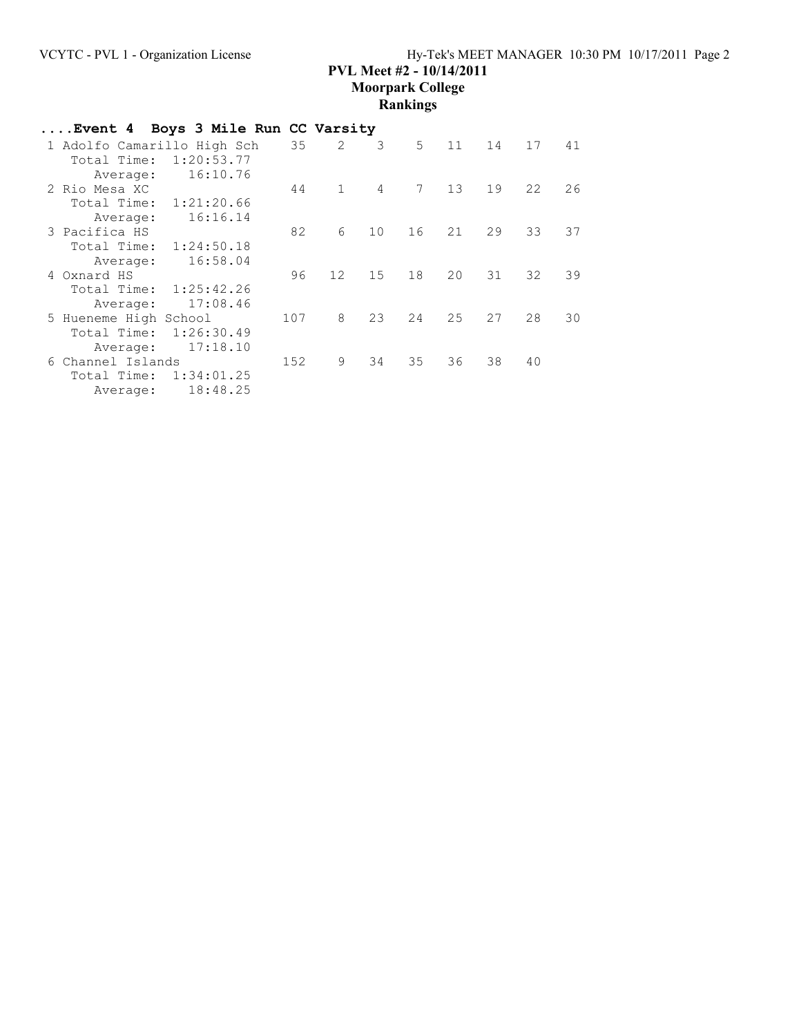# PVL Meet #2 - 10/14/2011
## Moorpark College
### Rankings

**....Event 4 Boys 3 Mile Run CC Varsity**

| | | | | | | | | | |
|---|---|---|---|---|---|---|---|---|---|
| 1 Adolfo Camarillo High Sch | 35 | 2 | 3 | 5 | 11 | 14 | 17 | 41 | |
| Total Time: 1:20:53.77 | | | | | | | | | |
| Average: 16:10.76 | | | | | | | | | |
| 2 Rio Mesa XC | 44 | 1 | 4 | 7 | 13 | 19 | 22 | 26 | |
| Total Time: 1:21:20.66 | | | | | | | | | |
| Average: 16:16.14 | | | | | | | | | |
| 3 Pacifica HS | 82 | 6 | 10 | 16 | 21 | 29 | 33 | 37 | |
| Total Time: 1:24:50.18 | | | | | | | | | |
| Average: 16:58.04 | | | | | | | | | |
| 4 Oxnard HS | 96 | 12 | 15 | 18 | 20 | 31 | 32 | 39 | |
| Total Time: 1:25:42.26 | | | | | | | | | |
| Average: 17:08.46 | | | | | | | | | |
| 5 Hueneme High School | 107 | 8 | 23 | 24 | 25 | 27 | 28 | 30 | |
| Total Time: 1:26:30.49 | | | | | | | | | |
| Average: 17:18.10 | | | | | | | | | |
| 6 Channel Islands | 152 | 9 | 34 | 35 | 36 | 38 | 40 | | |
| Total Time: 1:34:01.25 | | | | | | | | | |
| Average: 18:48.25 | | | | | | | | | |